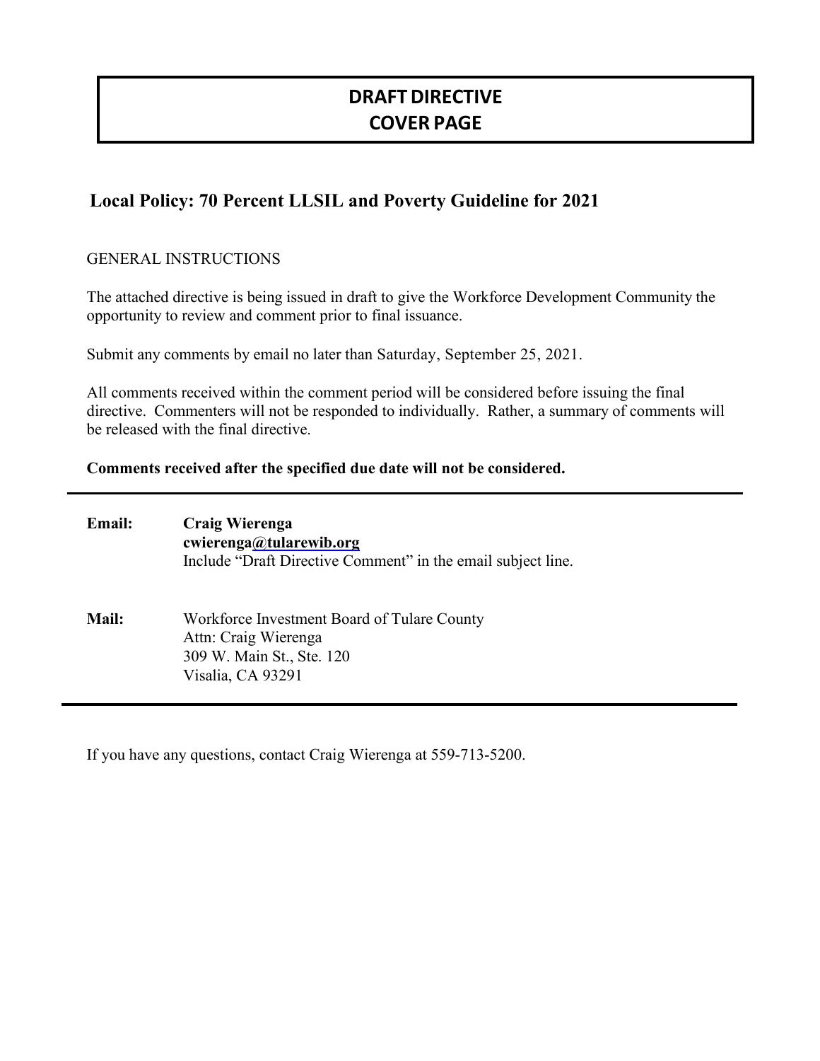# DRAFT DIRECTIVE
# COVER PAGE

## Local Policy: 70 Percent LLSIL and Poverty Guideline for 2021

GENERAL INSTRUCTIONS

The attached directive is being issued in draft to give the Workforce Development Community the opportunity to review and comment prior to final issuance.

Submit any comments by email no later than Saturday, September 25, 2021.

All comments received within the comment period will be considered before issuing the final directive. Commenters will not be responded to individually. Rather, a summary of comments will be released with the final directive.

**Comments received after the specified due date will not be considered.**

---

**Email:** **Craig Wierenga**
**cwierenga@tularewib.org**
Include "Draft Directive Comment" in the email subject line.

**Mail:** Workforce Investment Board of Tulare County
Attn: Craig Wierenga
309 W. Main St., Ste. 120
Visalia, CA 93291

---

If you have any questions, contact Craig Wierenga at 559-713-5200.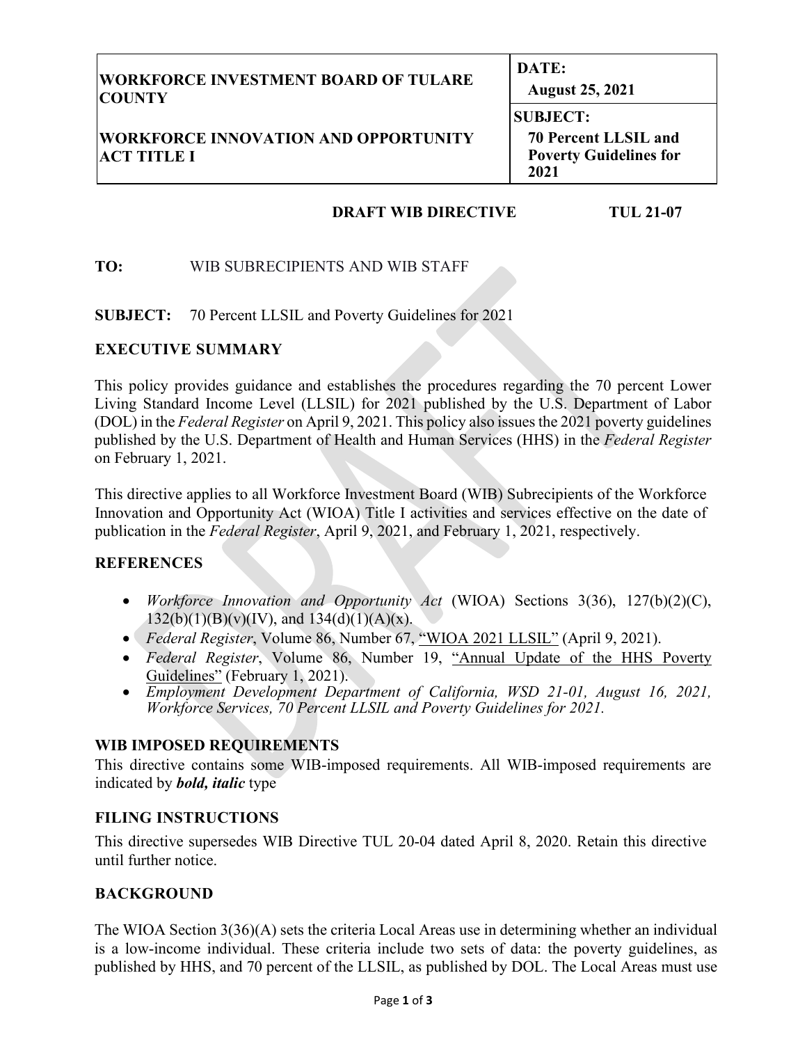| WORKFORCE INVESTMENT BOARD OF TULARE COUNTY<br><br>WORKFORCE INNOVATION AND OPPORTUNITY ACT TITLE I | DATE:<br>August 25, 2021<br>SUBJECT:<br>70 Percent LLSIL and Poverty Guidelines for 2021 |
|---|---|

**DRAFT WIB DIRECTIVE TUL 21-07**

**TO:** WIB SUBRECIPIENTS AND WIB STAFF

**SUBJECT:** 70 Percent LLSIL and Poverty Guidelines for 2021

## EXECUTIVE SUMMARY

This policy provides guidance and establishes the procedures regarding the 70 percent Lower Living Standard Income Level (LLSIL) for 2021 published by the U.S. Department of Labor (DOL) in the *Federal Register* on April 9, 2021. This policy also issues the 2021 poverty guidelines published by the U.S. Department of Health and Human Services (HHS) in the *Federal Register* on February 1, 2021.

This directive applies to all Workforce Investment Board (WIB) Subrecipients of the Workforce Innovation and Opportunity Act (WIOA) Title I activities and services effective on the date of publication in the *Federal Register*, April 9, 2021, and February 1, 2021, respectively.

## REFERENCES

- *Workforce Innovation and Opportunity Act* (WIOA) Sections 3(36), 127(b)(2)(C), 132(b)(1)(B)(v)(IV), and 134(d)(1)(A)(x).
- *Federal Register*, Volume 86, Number 67, "WIOA 2021 LLSIL" (April 9, 2021).
- *Federal Register*, Volume 86, Number 19, "Annual Update of the HHS Poverty Guidelines" (February 1, 2021).
- *Employment Development Department of California, WSD 21-01, August 16, 2021, Workforce Services, 70 Percent LLSIL and Poverty Guidelines for 2021.*

## WIB IMPOSED REQUIREMENTS

This directive contains some WIB-imposed requirements. All WIB-imposed requirements are indicated by ***bold, italic*** type

## FILING INSTRUCTIONS

This directive supersedes WIB Directive TUL 20-04 dated April 8, 2020. Retain this directive until further notice.

## BACKGROUND

The WIOA Section 3(36)(A) sets the criteria Local Areas use in determining whether an individual is a low-income individual. These criteria include two sets of data: the poverty guidelines, as published by HHS, and 70 percent of the LLSIL, as published by DOL. The Local Areas must use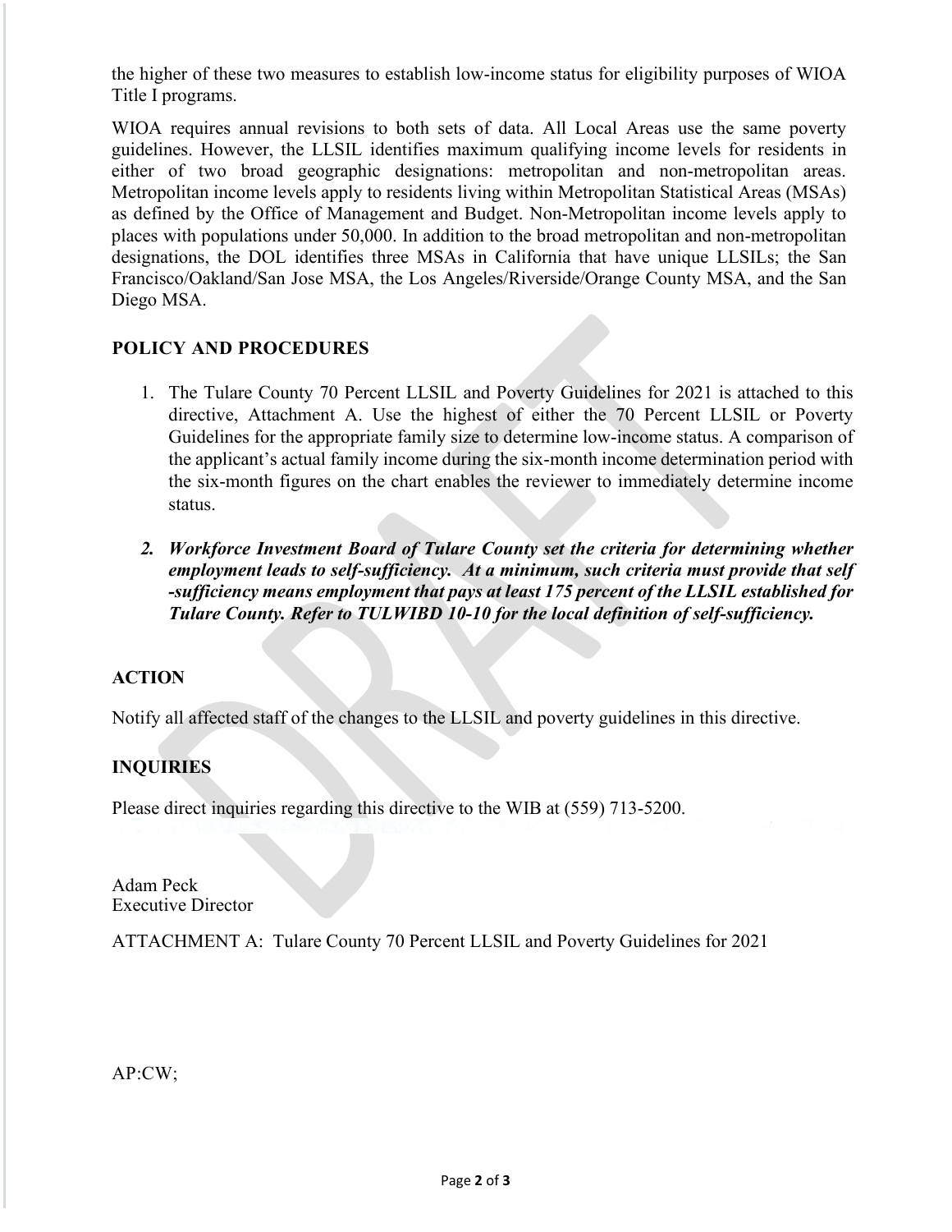the higher of these two measures to establish low-income status for eligibility purposes of WIOA Title I programs.

WIOA requires annual revisions to both sets of data. All Local Areas use the same poverty guidelines. However, the LLSIL identifies maximum qualifying income levels for residents in either of two broad geographic designations: metropolitan and non-metropolitan areas. Metropolitan income levels apply to residents living within Metropolitan Statistical Areas (MSAs) as defined by the Office of Management and Budget. Non-Metropolitan income levels apply to places with populations under 50,000. In addition to the broad metropolitan and non-metropolitan designations, the DOL identifies three MSAs in California that have unique LLSILs; the San Francisco/Oakland/San Jose MSA, the Los Angeles/Riverside/Orange County MSA, and the San Diego MSA.

## POLICY AND PROCEDURES

1. The Tulare County 70 Percent LLSIL and Poverty Guidelines for 2021 is attached to this directive, Attachment A. Use the highest of either the 70 Percent LLSIL or Poverty Guidelines for the appropriate family size to determine low-income status. A comparison of the applicant's actual family income during the six-month income determination period with the six-month figures on the chart enables the reviewer to immediately determine income status.

2. ***Workforce Investment Board of Tulare County set the criteria for determining whether employment leads to self-sufficiency. At a minimum, such criteria must provide that self -sufficiency means employment that pays at least 175 percent of the LLSIL established for Tulare County. Refer to TULWIBD 10-10 for the local definition of self-sufficiency.***

## ACTION

Notify all affected staff of the changes to the LLSIL and poverty guidelines in this directive.

## INQUIRIES

Please direct inquiries regarding this directive to the WIB at (559) 713-5200.

Adam Peck
Executive Director

ATTACHMENT A: Tulare County 70 Percent LLSIL and Poverty Guidelines for 2021

AP:CW;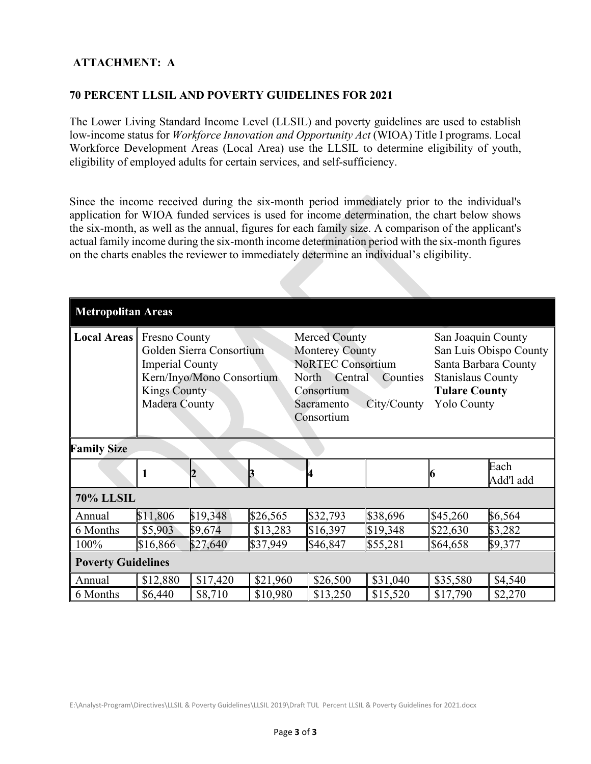## ATTACHMENT: A

### 70 PERCENT LLSIL AND POVERTY GUIDELINES FOR 2021

The Lower Living Standard Income Level (LLSIL) and poverty guidelines are used to establish low-income status for *Workforce Innovation and Opportunity Act* (WIOA) Title I programs. Local Workforce Development Areas (Local Area) use the LLSIL to determine eligibility of youth, eligibility of employed adults for certain services, and self-sufficiency.

Since the income received during the six-month period immediately prior to the individual's application for WIOA funded services is used for income determination, the chart below shows the six-month, as well as the annual, figures for each family size. A comparison of the applicant's actual family income during the six-month income determination period with the six-month figures on the charts enables the reviewer to immediately determine an individual's eligibility.

| **Metropolitan Areas** | | | | | | | |
|---|---|---|---|---|---|---|---|
| **Local Areas** | Fresno County<br>Golden Sierra Consortium<br>Imperial County<br>Kern/Inyo/Mono Consortium<br>Kings County<br>Madera County | | | Merced County<br>Monterey County<br>NoRTEC Consortium<br>North Central Counties Consortium<br>Sacramento City/County Consortium | | San Joaquin County<br>San Luis Obispo County<br>Santa Barbara County<br>Stanislaus County<br>**Tulare County**<br>Yolo County | |
| **Family Size** | | | | | | | |
| | 1 | 2 | 3 | 4 | | 6 | Each Add'l add |
| **70% LLSIL** | | | | | | | |
| Annual | $11,806 | $19,348 | $26,565 | $32,793 | $38,696 | $45,260 | $6,564 |
| 6 Months | $5,903 | $9,674 | $13,283 | $16,397 | $19,348 | $22,630 | $3,282 |
| 100% | $16,866 | $27,640 | $37,949 | $46,847 | $55,281 | $64,658 | $9,377 |
| **Poverty Guidelines** | | | | | | | |
| Annual | $12,880 | $17,420 | $21,960 | $26,500 | $31,040 | $35,580 | $4,540 |
| 6 Months | $6,440 | $8,710 | $10,980 | $13,250 | $15,520 | $17,790 | $2,270 |

E:\Analyst-Program\Directives\LLSIL & Poverty Guidelines\LLSIL 2019\Draft TUL Percent LLSIL & Poverty Guidelines for 2021.docx